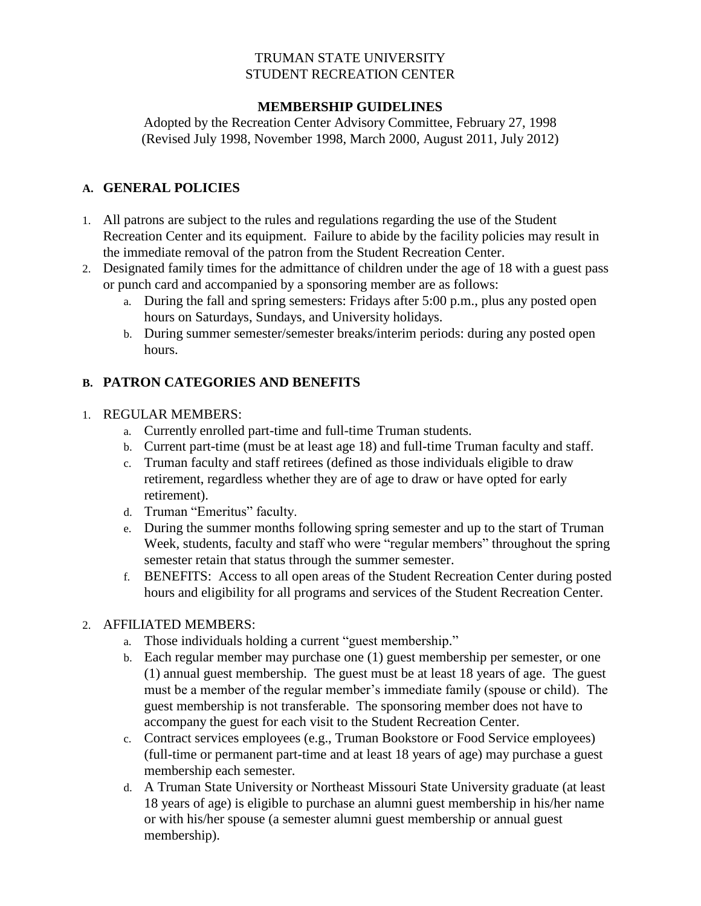TRUMAN STATE UNIVERSITY
STUDENT RECREATION CENTER

# MEMBERSHIP GUIDELINES

Adopted by the Recreation Center Advisory Committee, February 27, 1998
(Revised July 1998, November 1998, March 2000, August 2011, July 2012)

## A. GENERAL POLICIES

1. All patrons are subject to the rules and regulations regarding the use of the Student Recreation Center and its equipment. Failure to abide by the facility policies may result in the immediate removal of the patron from the Student Recreation Center.
2. Designated family times for the admittance of children under the age of 18 with a guest pass or punch card and accompanied by a sponsoring member are as follows:
   a. During the fall and spring semesters: Fridays after 5:00 p.m., plus any posted open hours on Saturdays, Sundays, and University holidays.
   b. During summer semester/semester breaks/interim periods: during any posted open hours.

## B. PATRON CATEGORIES AND BENEFITS

1. REGULAR MEMBERS:
   a. Currently enrolled part-time and full-time Truman students.
   b. Current part-time (must be at least age 18) and full-time Truman faculty and staff.
   c. Truman faculty and staff retirees (defined as those individuals eligible to draw retirement, regardless whether they are of age to draw or have opted for early retirement).
   d. Truman "Emeritus" faculty.
   e. During the summer months following spring semester and up to the start of Truman Week, students, faculty and staff who were "regular members" throughout the spring semester retain that status through the summer semester.
   f. BENEFITS: Access to all open areas of the Student Recreation Center during posted hours and eligibility for all programs and services of the Student Recreation Center.
2. AFFILIATED MEMBERS:
   a. Those individuals holding a current "guest membership."
   b. Each regular member may purchase one (1) guest membership per semester, or one (1) annual guest membership. The guest must be at least 18 years of age. The guest must be a member of the regular member's immediate family (spouse or child). The guest membership is not transferable. The sponsoring member does not have to accompany the guest for each visit to the Student Recreation Center.
   c. Contract services employees (e.g., Truman Bookstore or Food Service employees) (full-time or permanent part-time and at least 18 years of age) may purchase a guest membership each semester.
   d. A Truman State University or Northeast Missouri State University graduate (at least 18 years of age) is eligible to purchase an alumni guest membership in his/her name or with his/her spouse (a semester alumni guest membership or annual guest membership).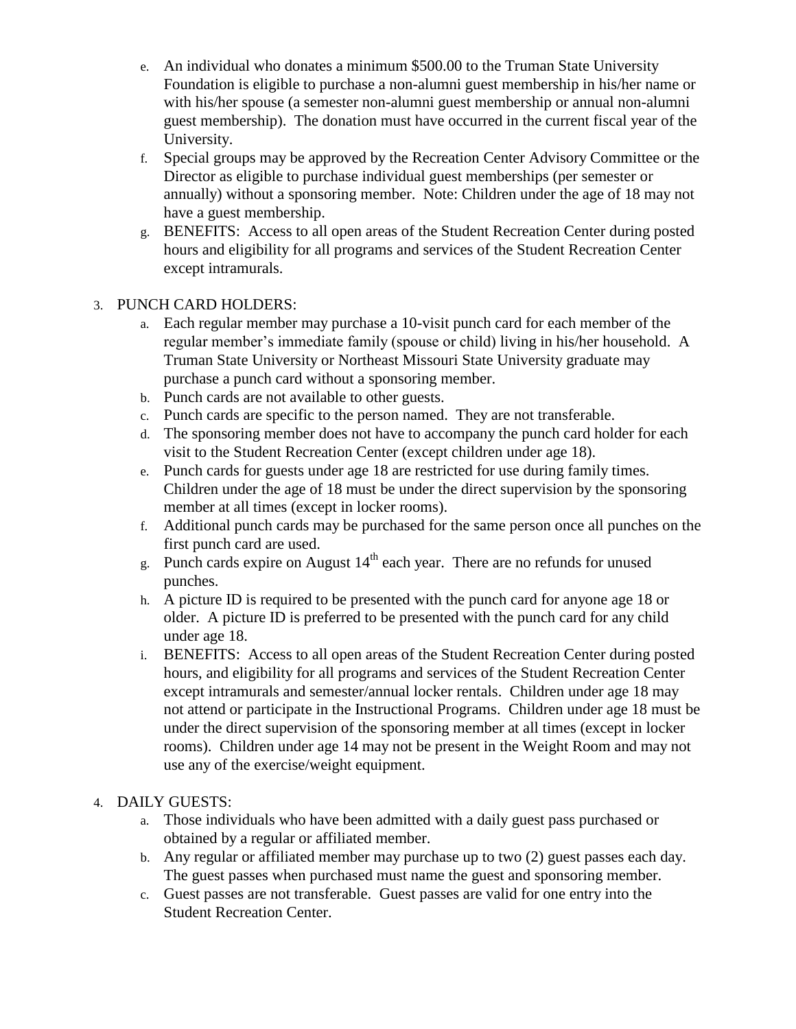e. An individual who donates a minimum $500.00 to the Truman State University Foundation is eligible to purchase a non-alumni guest membership in his/her name or with his/her spouse (a semester non-alumni guest membership or annual non-alumni guest membership). The donation must have occurred in the current fiscal year of the University.

f. Special groups may be approved by the Recreation Center Advisory Committee or the Director as eligible to purchase individual guest memberships (per semester or annually) without a sponsoring member. Note: Children under the age of 18 may not have a guest membership.

g. BENEFITS: Access to all open areas of the Student Recreation Center during posted hours and eligibility for all programs and services of the Student Recreation Center except intramurals.

3. PUNCH CARD HOLDERS:

   a. Each regular member may purchase a 10-visit punch card for each member of the regular member's immediate family (spouse or child) living in his/her household. A Truman State University or Northeast Missouri State University graduate may purchase a punch card without a sponsoring member.
   b. Punch cards are not available to other guests.
   c. Punch cards are specific to the person named. They are not transferable.
   d. The sponsoring member does not have to accompany the punch card holder for each visit to the Student Recreation Center (except children under age 18).
   e. Punch cards for guests under age 18 are restricted for use during family times. Children under the age of 18 must be under the direct supervision by the sponsoring member at all times (except in locker rooms).
   f. Additional punch cards may be purchased for the same person once all punches on the first punch card are used.
   g. Punch cards expire on August 14th each year. There are no refunds for unused punches.
   h. A picture ID is required to be presented with the punch card for anyone age 18 or older. A picture ID is preferred to be presented with the punch card for any child under age 18.
   i. BENEFITS: Access to all open areas of the Student Recreation Center during posted hours, and eligibility for all programs and services of the Student Recreation Center except intramurals and semester/annual locker rentals. Children under age 18 may not attend or participate in the Instructional Programs. Children under age 18 must be under the direct supervision of the sponsoring member at all times (except in locker rooms). Children under age 14 may not be present in the Weight Room and may not use any of the exercise/weight equipment.

4. DAILY GUESTS:

   a. Those individuals who have been admitted with a daily guest pass purchased or obtained by a regular or affiliated member.
   b. Any regular or affiliated member may purchase up to two (2) guest passes each day. The guest passes when purchased must name the guest and sponsoring member.
   c. Guest passes are not transferable. Guest passes are valid for one entry into the Student Recreation Center.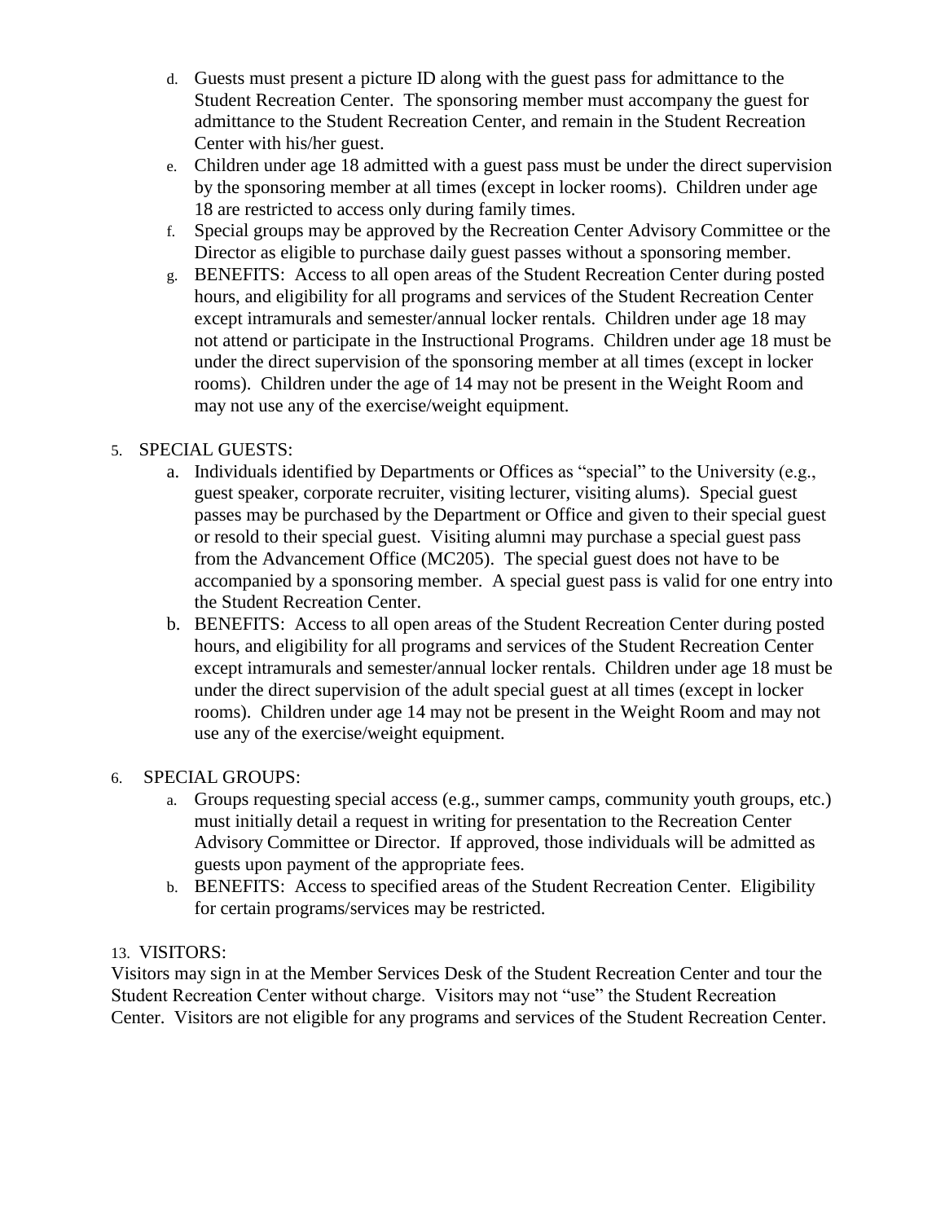d. Guests must present a picture ID along with the guest pass for admittance to the Student Recreation Center. The sponsoring member must accompany the guest for admittance to the Student Recreation Center, and remain in the Student Recreation Center with his/her guest.

e. Children under age 18 admitted with a guest pass must be under the direct supervision by the sponsoring member at all times (except in locker rooms). Children under age 18 are restricted to access only during family times.

f. Special groups may be approved by the Recreation Center Advisory Committee or the Director as eligible to purchase daily guest passes without a sponsoring member.

g. BENEFITS: Access to all open areas of the Student Recreation Center during posted hours, and eligibility for all programs and services of the Student Recreation Center except intramurals and semester/annual locker rentals. Children under age 18 may not attend or participate in the Instructional Programs. Children under age 18 must be under the direct supervision of the sponsoring member at all times (except in locker rooms). Children under the age of 14 may not be present in the Weight Room and may not use any of the exercise/weight equipment.

5. SPECIAL GUESTS:

   a. Individuals identified by Departments or Offices as "special" to the University (e.g., guest speaker, corporate recruiter, visiting lecturer, visiting alums). Special guest passes may be purchased by the Department or Office and given to their special guest or resold to their special guest. Visiting alumni may purchase a special guest pass from the Advancement Office (MC205). The special guest does not have to be accompanied by a sponsoring member. A special guest pass is valid for one entry into the Student Recreation Center.

   b. BENEFITS: Access to all open areas of the Student Recreation Center during posted hours, and eligibility for all programs and services of the Student Recreation Center except intramurals and semester/annual locker rentals. Children under age 18 must be under the direct supervision of the adult special guest at all times (except in locker rooms). Children under age 14 may not be present in the Weight Room and may not use any of the exercise/weight equipment.

6. SPECIAL GROUPS:

   a. Groups requesting special access (e.g., summer camps, community youth groups, etc.) must initially detail a request in writing for presentation to the Recreation Center Advisory Committee or Director. If approved, those individuals will be admitted as guests upon payment of the appropriate fees.

   b. BENEFITS: Access to specified areas of the Student Recreation Center. Eligibility for certain programs/services may be restricted.

13. VISITORS:

Visitors may sign in at the Member Services Desk of the Student Recreation Center and tour the Student Recreation Center without charge. Visitors may not "use" the Student Recreation Center. Visitors are not eligible for any programs and services of the Student Recreation Center.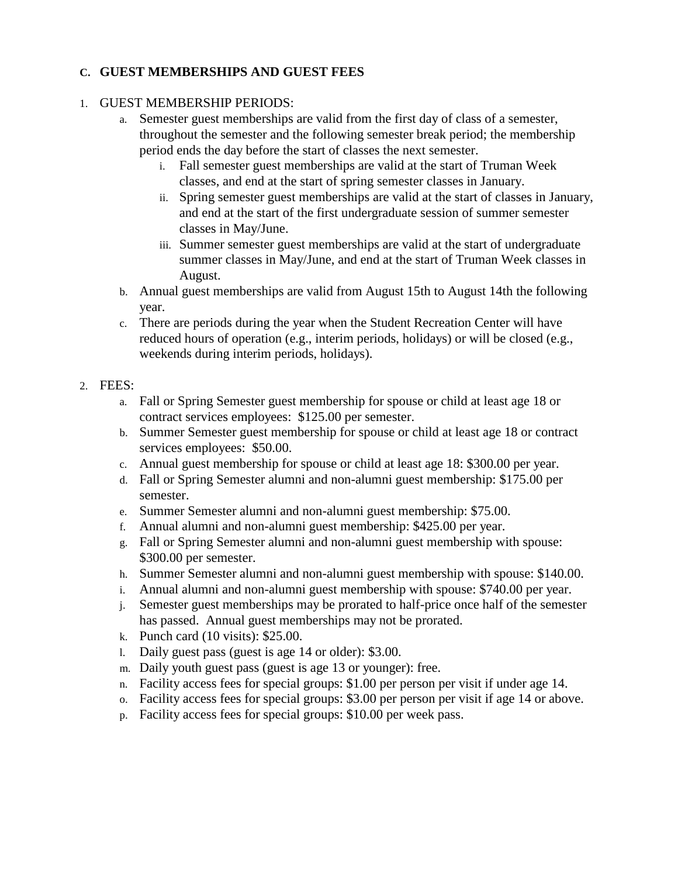### C. GUEST MEMBERSHIPS AND GUEST FEES

1. GUEST MEMBERSHIP PERIODS:
    a. Semester guest memberships are valid from the first day of class of a semester, throughout the semester and the following semester break period; the membership period ends the day before the start of classes the next semester.
        i. Fall semester guest memberships are valid at the start of Truman Week classes, and end at the start of spring semester classes in January.
        ii. Spring semester guest memberships are valid at the start of classes in January, and end at the start of the first undergraduate session of summer semester classes in May/June.
        iii. Summer semester guest memberships are valid at the start of undergraduate summer classes in May/June, and end at the start of Truman Week classes in August.
    b. Annual guest memberships are valid from August 15th to August 14th the following year.
    c. There are periods during the year when the Student Recreation Center will have reduced hours of operation (e.g., interim periods, holidays) or will be closed (e.g., weekends during interim periods, holidays).

2. FEES:
    a. Fall or Spring Semester guest membership for spouse or child at least age 18 or contract services employees: $125.00 per semester.
    b. Summer Semester guest membership for spouse or child at least age 18 or contract services employees: $50.00.
    c. Annual guest membership for spouse or child at least age 18: $300.00 per year.
    d. Fall or Spring Semester alumni and non-alumni guest membership: $175.00 per semester.
    e. Summer Semester alumni and non-alumni guest membership: $75.00.
    f. Annual alumni and non-alumni guest membership: $425.00 per year.
    g. Fall or Spring Semester alumni and non-alumni guest membership with spouse: $300.00 per semester.
    h. Summer Semester alumni and non-alumni guest membership with spouse: $140.00.
    i. Annual alumni and non-alumni guest membership with spouse: $740.00 per year.
    j. Semester guest memberships may be prorated to half-price once half of the semester has passed. Annual guest memberships may not be prorated.
    k. Punch card (10 visits): $25.00.
    l. Daily guest pass (guest is age 14 or older): $3.00.
    m. Daily youth guest pass (guest is age 13 or younger): free.
    n. Facility access fees for special groups: $1.00 per person per visit if under age 14.
    o. Facility access fees for special groups: $3.00 per person per visit if age 14 or above.
    p. Facility access fees for special groups: $10.00 per week pass.